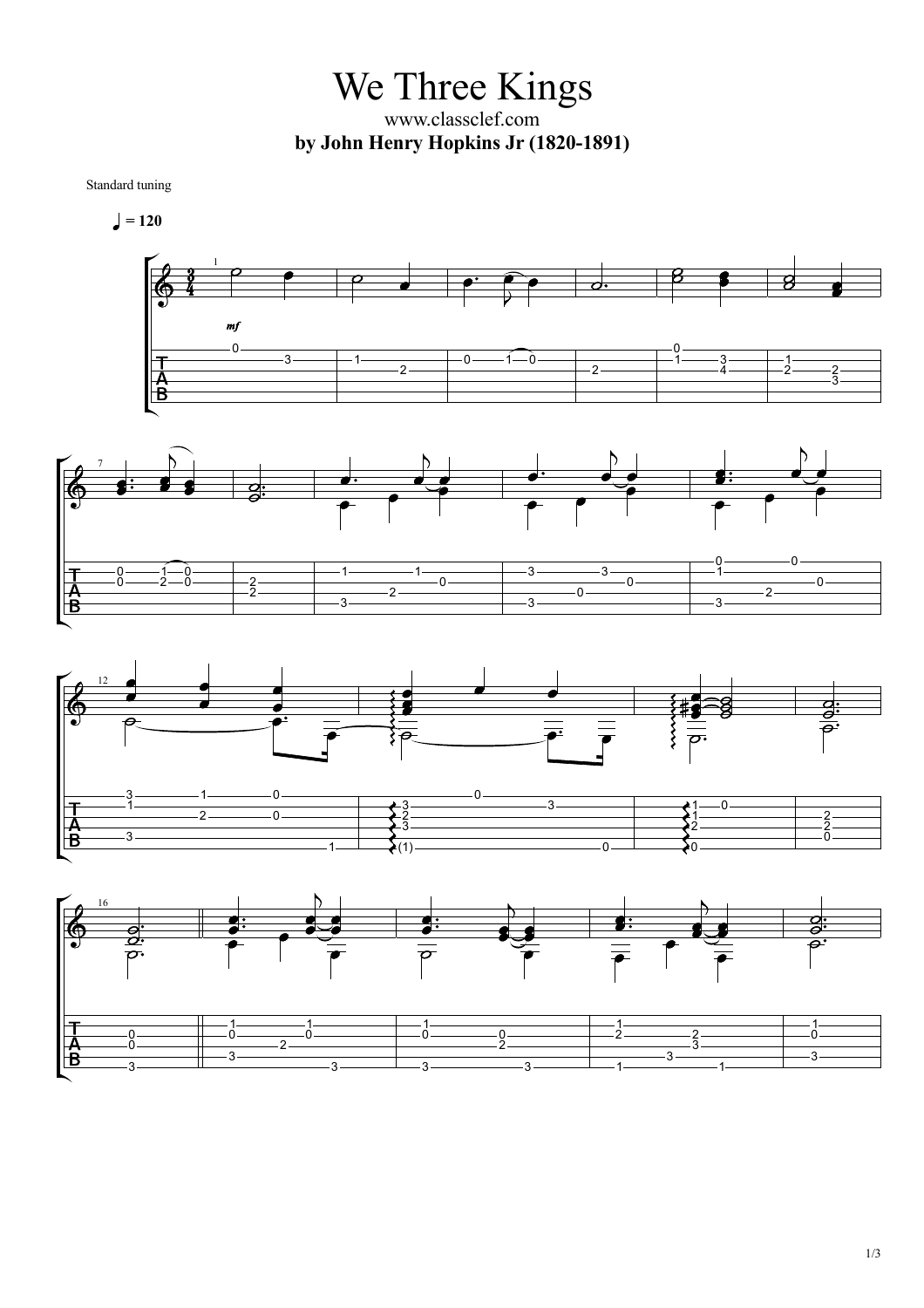# We Three Kings

www.classclef.com

**by John Henry Hopkins Jr (1820-1891)**

Standard tuning

♩ = 120